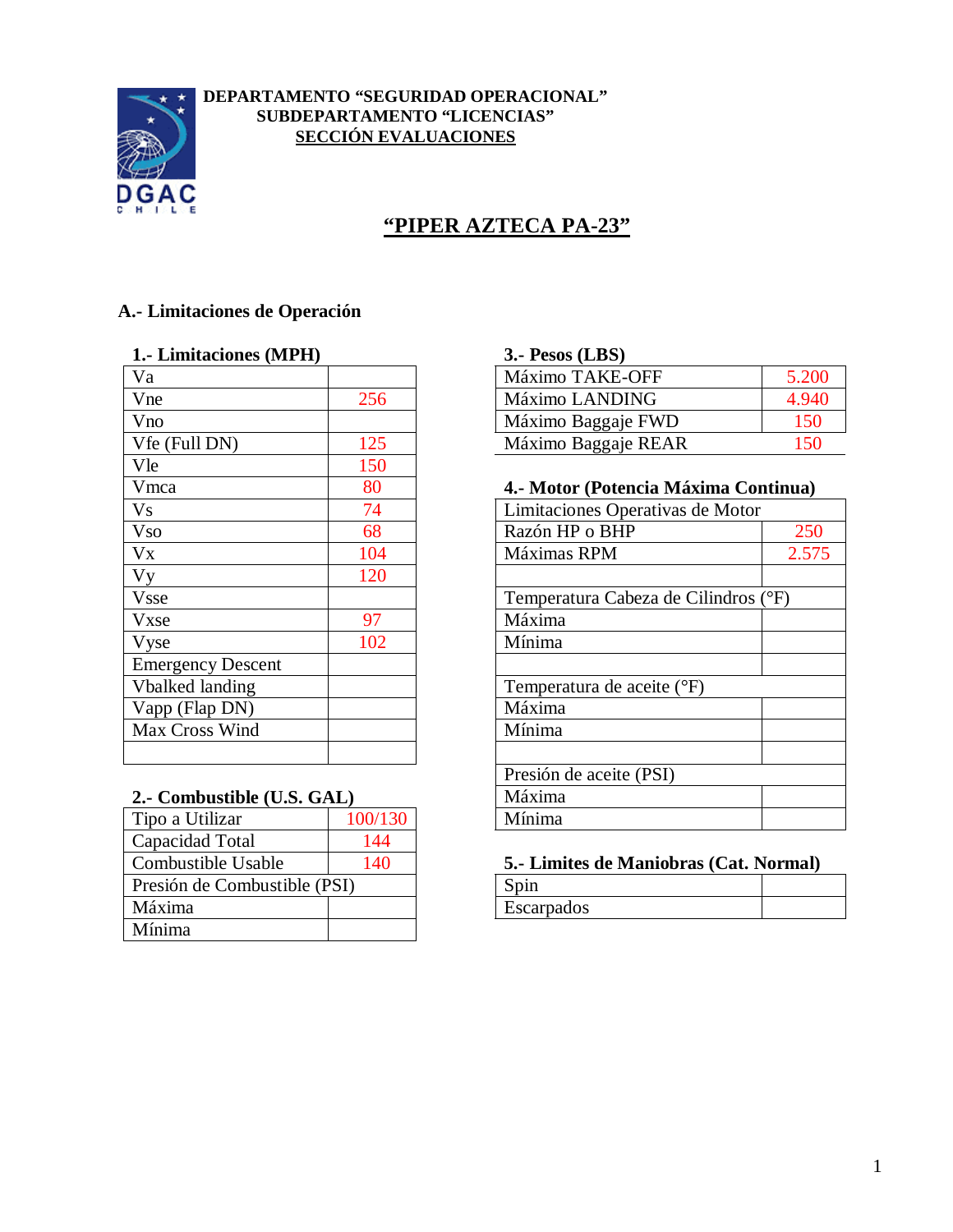**DEPARTAMENTO "SEGURIDAD OPERACIONAL"**
**SUBDEPARTAMENTO "LICENCIAS"**
**SECCIÓN EVALUACIONES**

# "PIPER AZTECA PA-23"

## A.- Limitaciones de Operación

### 1.- Limitaciones (MPH)

| | |
|---|---|
| Va | |
| Vne | 256 |
| Vno | |
| Vfe (Full DN) | 125 |
| Vle | 150 |
| Vmca | 80 |
| Vs | 74 |
| Vso | 68 |
| Vx | 104 |
| Vy | 120 |
| Vsse | |
| Vxse | 97 |
| Vyse | 102 |
| Emergency Descent | |
| Vbalked landing | |
| Vapp (Flap DN) | |
| Max Cross Wind | |
| | |

### 2.- Combustible (U.S. GAL)

| | |
|---|---|
| Tipo a Utilizar | 100/130 |
| Capacidad Total | 144 |
| Combustible Usable | 140 |
| Presión de Combustible (PSI) | |
| Máxima | |
| Mínima | |

### 3.- Pesos (LBS)

| | |
|---|---|
| Máximo TAKE-OFF | 5.200 |
| Máximo LANDING | 4.940 |
| Máximo Baggaje FWD | 150 |
| Máximo Baggaje REAR | 150 |

### 4.- Motor (Potencia Máxima Continua)

| | |
|---|---|
| Limitaciones Operativas de Motor | |
| Razón HP o BHP | 250 |
| Máximas RPM | 2.575 |
| | |
| Temperatura Cabeza de Cilindros (°F) | |
| Máxima | |
| Mínima | |
| | |
| Temperatura de aceite (°F) | |
| Máxima | |
| Mínima | |
| | |
| Presión de aceite (PSI) | |
| Máxima | |
| Mínima | |

### 5.- Limites de Maniobras (Cat. Normal)

| | |
|---|---|
| Spin | |
| Escarpados | |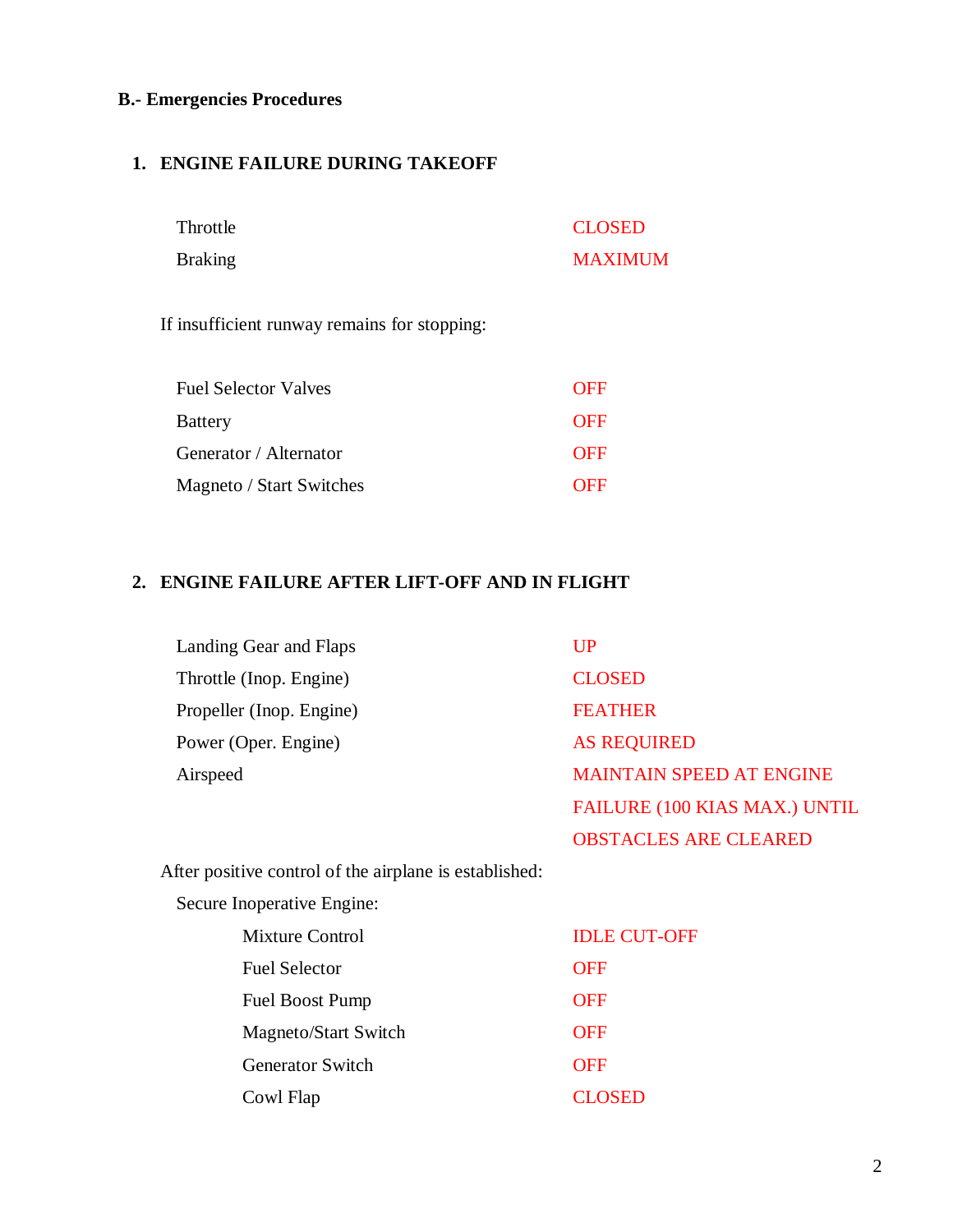## B.- Emergencies Procedures

### 1. ENGINE FAILURE DURING TAKEOFF

| | |
|---|---|
| Throttle | CLOSED |
| Braking | MAXIMUM |

If insufficient runway remains for stopping:

| | |
|---|---|
| Fuel Selector Valves | OFF |
| Battery | OFF |
| Generator / Alternator | OFF |
| Magneto / Start Switches | OFF |

### 2. ENGINE FAILURE AFTER LIFT-OFF AND IN FLIGHT

| | |
|---|---|
| Landing Gear and Flaps | UP |
| Throttle (Inop. Engine) | CLOSED |
| Propeller (Inop. Engine) | FEATHER |
| Power (Oper. Engine) | AS REQUIRED |
| Airspeed | MAINTAIN SPEED AT ENGINE FAILURE (100 KIAS MAX.) UNTIL OBSTACLES ARE CLEARED |

After positive control of the airplane is established:

Secure Inoperative Engine:

| | |
|---|---|
| Mixture Control | IDLE CUT-OFF |
| Fuel Selector | OFF |
| Fuel Boost Pump | OFF |
| Magneto/Start Switch | OFF |
| Generator Switch | OFF |
| Cowl Flap | CLOSED |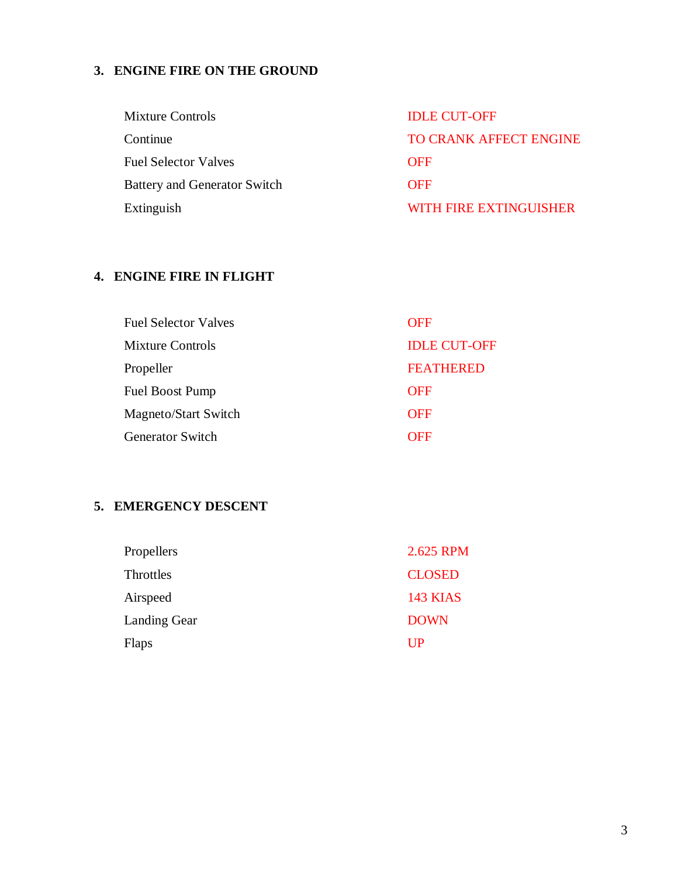### 3. ENGINE FIRE ON THE GROUND

| | |
|---|---|
| Mixture Controls | IDLE CUT-OFF |
| Continue | TO CRANK AFFECT ENGINE |
| Fuel Selector Valves | OFF |
| Battery and Generator Switch | OFF |
| Extinguish | WITH FIRE EXTINGUISHER |

### 4. ENGINE FIRE IN FLIGHT

| | |
|---|---|
| Fuel Selector Valves | OFF |
| Mixture Controls | IDLE CUT-OFF |
| Propeller | FEATHERED |
| Fuel Boost Pump | OFF |
| Magneto/Start Switch | OFF |
| Generator Switch | OFF |

### 5. EMERGENCY DESCENT

| | |
|---|---|
| Propellers | 2.625 RPM |
| Throttles | CLOSED |
| Airspeed | 143 KIAS |
| Landing Gear | DOWN |
| Flaps | UP |